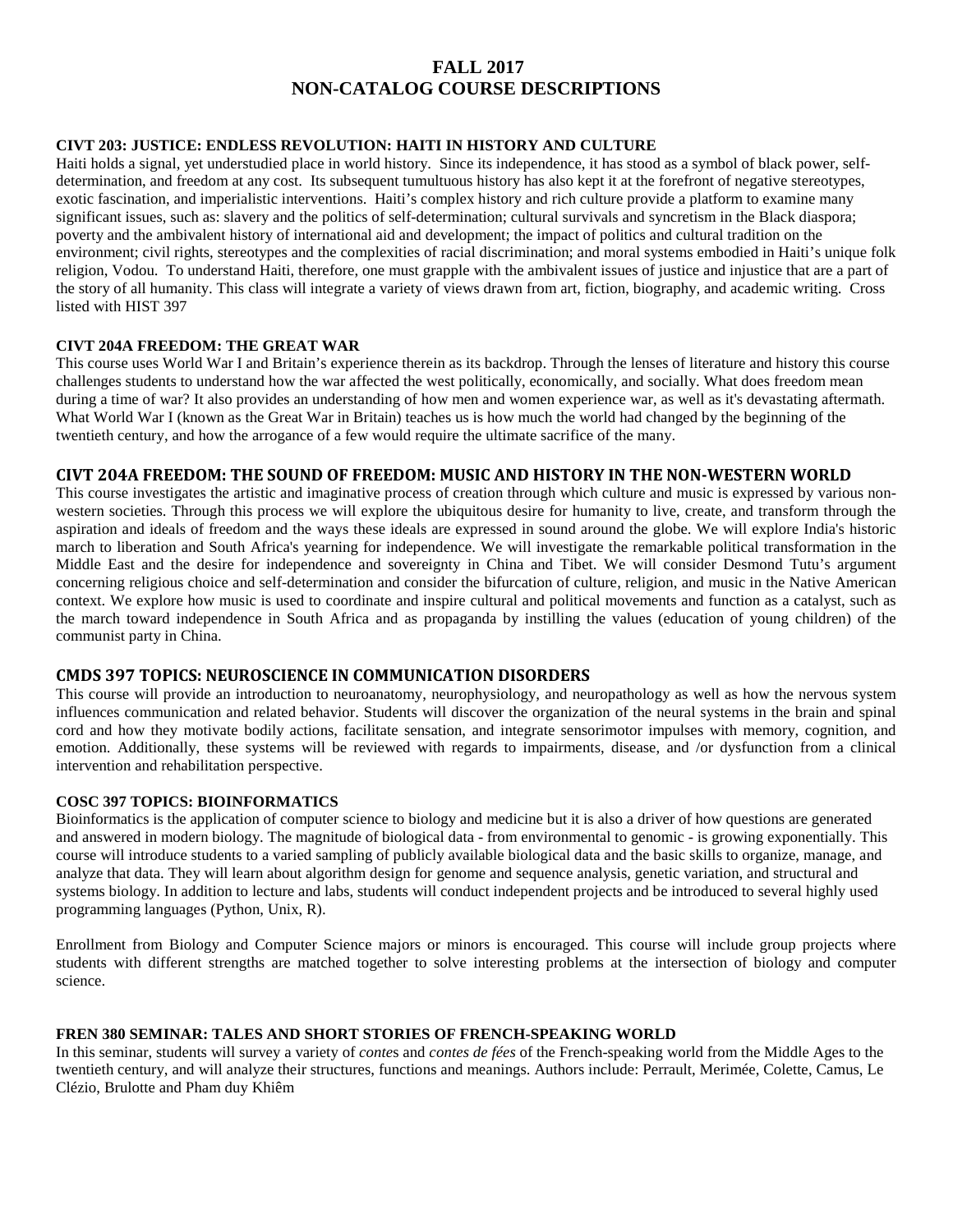# FALL 2017
# NON-CATALOG COURSE DESCRIPTIONS

### CIVT 203: JUSTICE: ENDLESS REVOLUTION: HAITI IN HISTORY AND CULTURE

Haiti holds a signal, yet understudied place in world history. Since its independence, it has stood as a symbol of black power, self-determination, and freedom at any cost. Its subsequent tumultuous history has also kept it at the forefront of negative stereotypes, exotic fascination, and imperialistic interventions. Haiti's complex history and rich culture provide a platform to examine many significant issues, such as: slavery and the politics of self-determination; cultural survivals and syncretism in the Black diaspora; poverty and the ambivalent history of international aid and development; the impact of politics and cultural tradition on the environment; civil rights, stereotypes and the complexities of racial discrimination; and moral systems embodied in Haiti's unique folk religion, Vodou. To understand Haiti, therefore, one must grapple with the ambivalent issues of justice and injustice that are a part of the story of all humanity. This class will integrate a variety of views drawn from art, fiction, biography, and academic writing. Cross listed with HIST 397

### CIVT 204A FREEDOM: THE GREAT WAR

This course uses World War I and Britain's experience therein as its backdrop. Through the lenses of literature and history this course challenges students to understand how the war affected the west politically, economically, and socially. What does freedom mean during a time of war? It also provides an understanding of how men and women experience war, as well as it's devastating aftermath. What World War I (known as the Great War in Britain) teaches us is how much the world had changed by the beginning of the twentieth century, and how the arrogance of a few would require the ultimate sacrifice of the many.

### CIVT 204A FREEDOM: THE SOUND OF FREEDOM: MUSIC AND HISTORY IN THE NON-WESTERN WORLD

This course investigates the artistic and imaginative process of creation through which culture and music is expressed by various non-western societies. Through this process we will explore the ubiquitous desire for humanity to live, create, and transform through the aspiration and ideals of freedom and the ways these ideals are expressed in sound around the globe. We will explore India's historic march to liberation and South Africa's yearning for independence. We will investigate the remarkable political transformation in the Middle East and the desire for independence and sovereignty in China and Tibet. We will consider Desmond Tutu's argument concerning religious choice and self-determination and consider the bifurcation of culture, religion, and music in the Native American context. We explore how music is used to coordinate and inspire cultural and political movements and function as a catalyst, such as the march toward independence in South Africa and as propaganda by instilling the values (education of young children) of the communist party in China.

### CMDS 397 TOPICS: NEUROSCIENCE IN COMMUNICATION DISORDERS

This course will provide an introduction to neuroanatomy, neurophysiology, and neuropathology as well as how the nervous system influences communication and related behavior. Students will discover the organization of the neural systems in the brain and spinal cord and how they motivate bodily actions, facilitate sensation, and integrate sensorimotor impulses with memory, cognition, and emotion. Additionally, these systems will be reviewed with regards to impairments, disease, and /or dysfunction from a clinical intervention and rehabilitation perspective.

### COSC 397 TOPICS: BIOINFORMATICS

Bioinformatics is the application of computer science to biology and medicine but it is also a driver of how questions are generated and answered in modern biology. The magnitude of biological data - from environmental to genomic - is growing exponentially. This course will introduce students to a varied sampling of publicly available biological data and the basic skills to organize, manage, and analyze that data. They will learn about algorithm design for genome and sequence analysis, genetic variation, and structural and systems biology. In addition to lecture and labs, students will conduct independent projects and be introduced to several highly used programming languages (Python, Unix, R).

Enrollment from Biology and Computer Science majors or minors is encouraged. This course will include group projects where students with different strengths are matched together to solve interesting problems at the intersection of biology and computer science.

### FREN 380 SEMINAR: TALES AND SHORT STORIES OF FRENCH-SPEAKING WORLD

In this seminar, students will survey a variety of *conte*s and *contes de fées* of the French-speaking world from the Middle Ages to the twentieth century, and will analyze their structures, functions and meanings. Authors include: Perrault, Merimée, Colette, Camus, Le Clézio, Brulotte and Pham duy Khiêm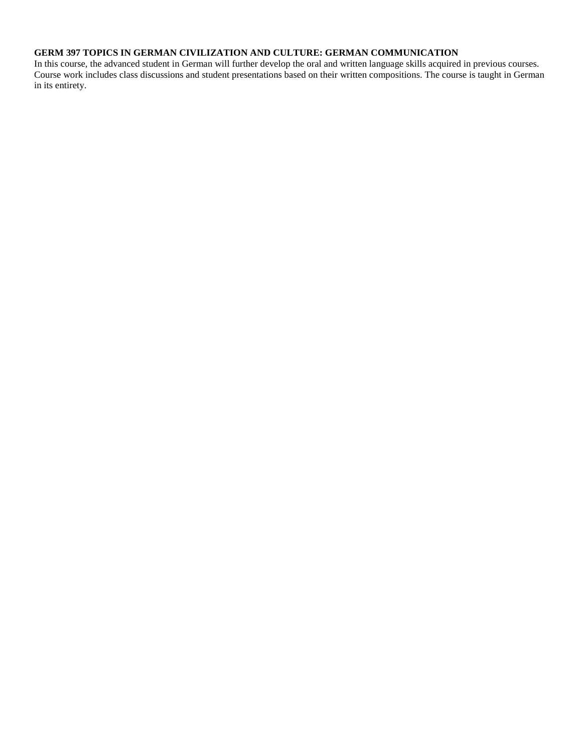**GERM 397 TOPICS IN GERMAN CIVILIZATION AND CULTURE: GERMAN COMMUNICATION**

In this course, the advanced student in German will further develop the oral and written language skills acquired in previous courses. Course work includes class discussions and student presentations based on their written compositions. The course is taught in German in its entirety.